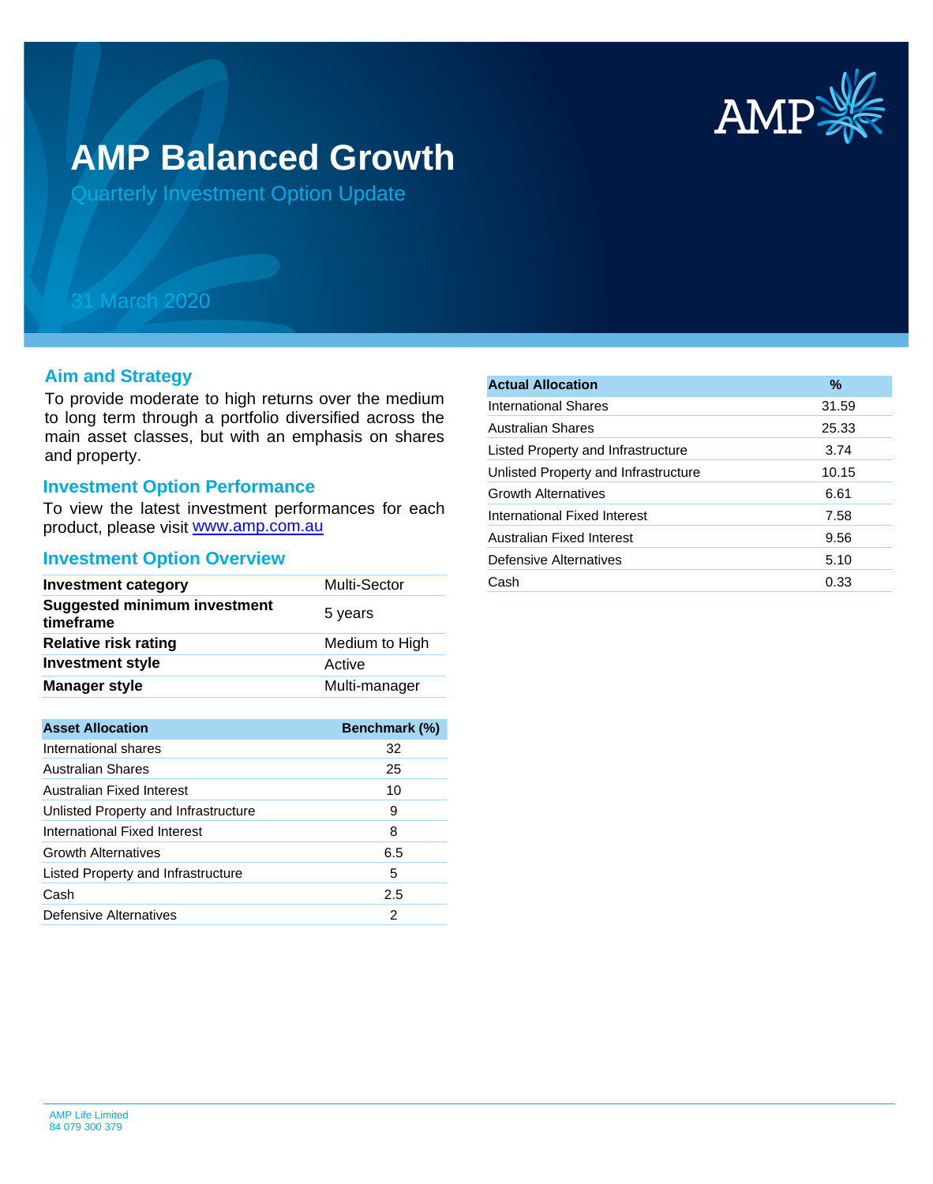# AMP Balanced Growth

## Quarterly Investment Option Update

31 March 2020

## Aim and Strategy

To provide moderate to high returns over the medium to long term through a portfolio diversified across the main asset classes, but with an emphasis on shares and property.

## Investment Option Performance

To view the latest investment performances for each product, please visit [www.amp.com.au](http://www.amp.com.au)

## Investment Option Overview

| | |
|---|---|
| **Investment category** | Multi-Sector |
| **Suggested minimum investment timeframe** | 5 years |
| **Relative risk rating** | Medium to High |
| **Investment style** | Active |
| **Manager style** | Multi-manager |

| Asset Allocation | Benchmark (%) |
|---|---|
| International shares | 32 |
| Australian Shares | 25 |
| Australian Fixed Interest | 10 |
| Unlisted Property and Infrastructure | 9 |
| International Fixed Interest | 8 |
| Growth Alternatives | 6.5 |
| Listed Property and Infrastructure | 5 |
| Cash | 2.5 |
| Defensive Alternatives | 2 |

| Actual Allocation | % |
|---|---|
| International Shares | 31.59 |
| Australian Shares | 25.33 |
| Listed Property and Infrastructure | 3.74 |
| Unlisted Property and Infrastructure | 10.15 |
| Growth Alternatives | 6.61 |
| International Fixed Interest | 7.58 |
| Australian Fixed Interest | 9.56 |
| Defensive Alternatives | 5.10 |
| Cash | 0.33 |

AMP Life Limited
84 079 300 379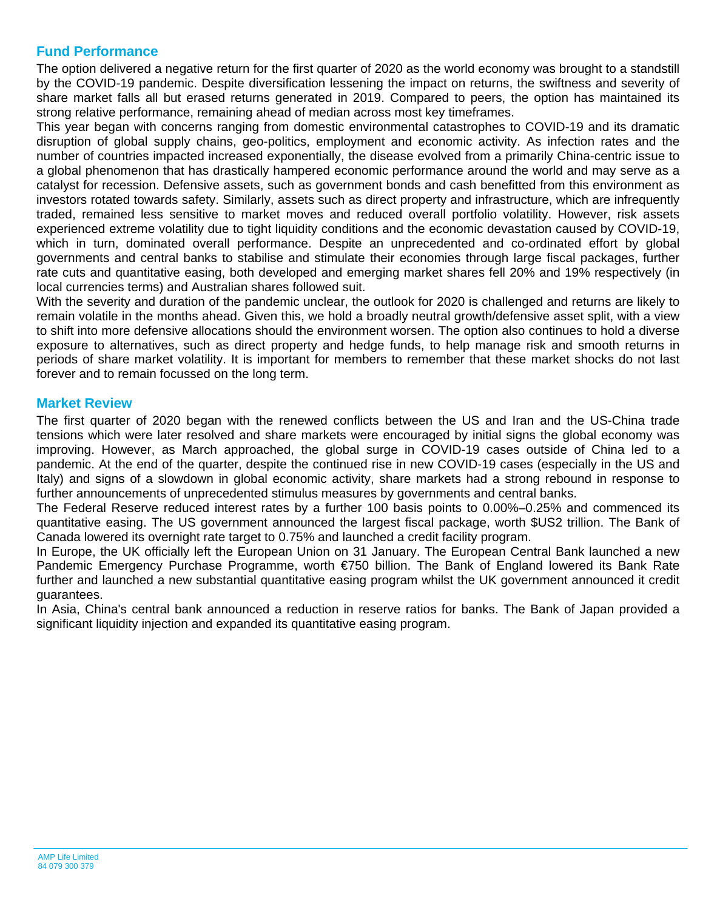## Fund Performance

The option delivered a negative return for the first quarter of 2020 as the world economy was brought to a standstill by the COVID-19 pandemic. Despite diversification lessening the impact on returns, the swiftness and severity of share market falls all but erased returns generated in 2019. Compared to peers, the option has maintained its strong relative performance, remaining ahead of median across most key timeframes.

This year began with concerns ranging from domestic environmental catastrophes to COVID-19 and its dramatic disruption of global supply chains, geo-politics, employment and economic activity. As infection rates and the number of countries impacted increased exponentially, the disease evolved from a primarily China-centric issue to a global phenomenon that has drastically hampered economic performance around the world and may serve as a catalyst for recession. Defensive assets, such as government bonds and cash benefitted from this environment as investors rotated towards safety. Similarly, assets such as direct property and infrastructure, which are infrequently traded, remained less sensitive to market moves and reduced overall portfolio volatility. However, risk assets experienced extreme volatility due to tight liquidity conditions and the economic devastation caused by COVID-19, which in turn, dominated overall performance. Despite an unprecedented and co-ordinated effort by global governments and central banks to stabilise and stimulate their economies through large fiscal packages, further rate cuts and quantitative easing, both developed and emerging market shares fell 20% and 19% respectively (in local currencies terms) and Australian shares followed suit.

With the severity and duration of the pandemic unclear, the outlook for 2020 is challenged and returns are likely to remain volatile in the months ahead. Given this, we hold a broadly neutral growth/defensive asset split, with a view to shift into more defensive allocations should the environment worsen. The option also continues to hold a diverse exposure to alternatives, such as direct property and hedge funds, to help manage risk and smooth returns in periods of share market volatility. It is important for members to remember that these market shocks do not last forever and to remain focussed on the long term.

## Market Review

The first quarter of 2020 began with the renewed conflicts between the US and Iran and the US-China trade tensions which were later resolved and share markets were encouraged by initial signs the global economy was improving. However, as March approached, the global surge in COVID-19 cases outside of China led to a pandemic. At the end of the quarter, despite the continued rise in new COVID-19 cases (especially in the US and Italy) and signs of a slowdown in global economic activity, share markets had a strong rebound in response to further announcements of unprecedented stimulus measures by governments and central banks.

The Federal Reserve reduced interest rates by a further 100 basis points to 0.00%–0.25% and commenced its quantitative easing. The US government announced the largest fiscal package, worth $US2 trillion. The Bank of Canada lowered its overnight rate target to 0.75% and launched a credit facility program.

In Europe, the UK officially left the European Union on 31 January. The European Central Bank launched a new Pandemic Emergency Purchase Programme, worth €750 billion. The Bank of England lowered its Bank Rate further and launched a new substantial quantitative easing program whilst the UK government announced it credit guarantees.

In Asia, China's central bank announced a reduction in reserve ratios for banks. The Bank of Japan provided a significant liquidity injection and expanded its quantitative easing program.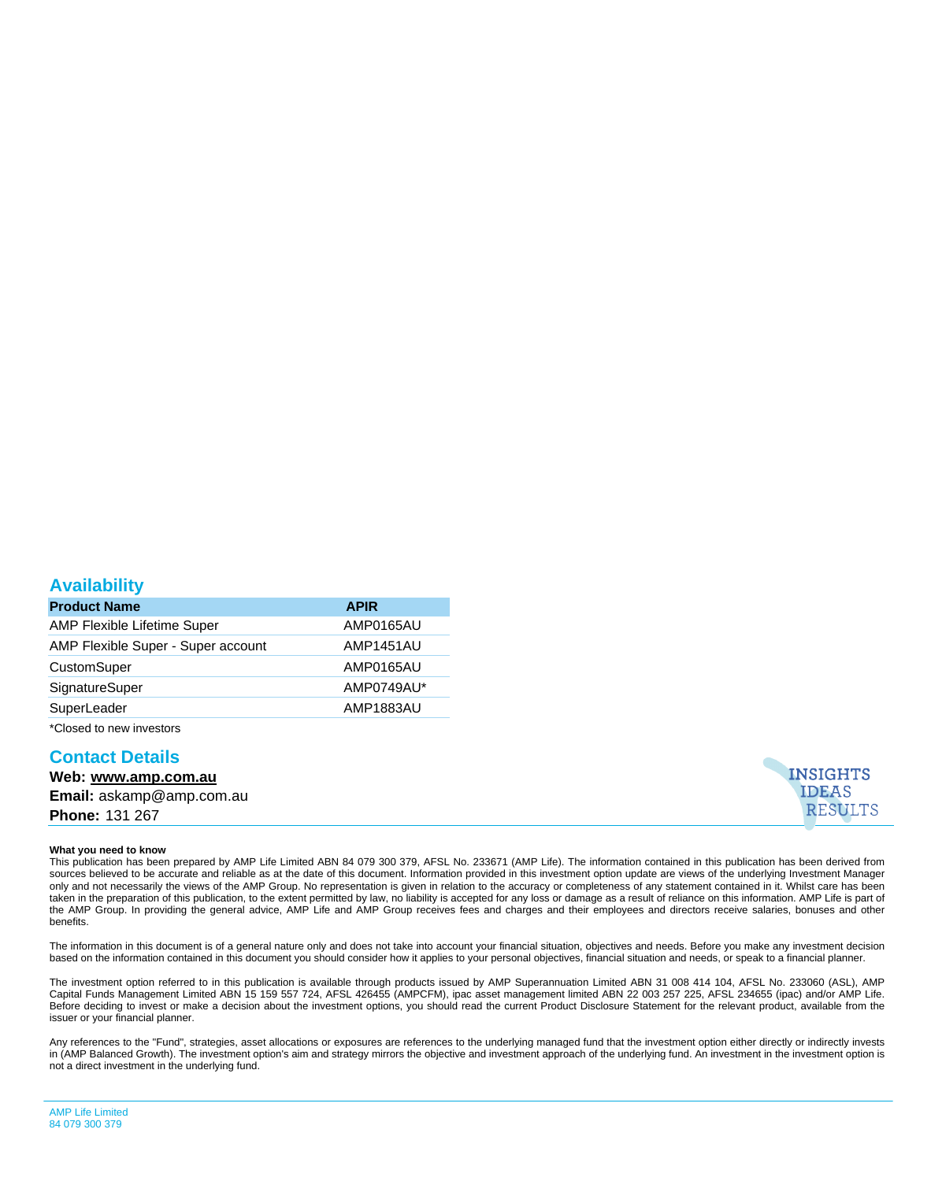## Availability

| Product Name | APIR |
| --- | --- |
| AMP Flexible Lifetime Super | AMP0165AU |
| AMP Flexible Super - Super account | AMP1451AU |
| CustomSuper | AMP0165AU |
| SignatureSuper | AMP0749AU* |
| SuperLeader | AMP1883AU |

*Closed to new investors

## Contact Details

**Web:** **www.amp.com.au**
**Email:** askamp@amp.com.au
**Phone:** 131 267

INSIGHTS
IDEAS
RESULTS

**What you need to know**

This publication has been prepared by AMP Life Limited ABN 84 079 300 379, AFSL No. 233671 (AMP Life). The information contained in this publication has been derived from sources believed to be accurate and reliable as at the date of this document. Information provided in this investment option update are views of the underlying Investment Manager only and not necessarily the views of the AMP Group. No representation is given in relation to the accuracy or completeness of any statement contained in it. Whilst care has been taken in the preparation of this publication, to the extent permitted by law, no liability is accepted for any loss or damage as a result of reliance on this information. AMP Life is part of the AMP Group. In providing the general advice, AMP Life and AMP Group receives fees and charges and their employees and directors receive salaries, bonuses and other benefits.

The information in this document is of a general nature only and does not take into account your financial situation, objectives and needs. Before you make any investment decision based on the information contained in this document you should consider how it applies to your personal objectives, financial situation and needs, or speak to a financial planner.

The investment option referred to in this publication is available through products issued by AMP Superannuation Limited ABN 31 008 414 104, AFSL No. 233060 (ASL), AMP Capital Funds Management Limited ABN 15 159 557 724, AFSL 426455 (AMPCFM), ipac asset management limited ABN 22 003 257 225, AFSL 234655 (ipac) and/or AMP Life. Before deciding to invest or make a decision about the investment options, you should read the current Product Disclosure Statement for the relevant product, available from the issuer or your financial planner.

Any references to the "Fund", strategies, asset allocations or exposures are references to the underlying managed fund that the investment option either directly or indirectly invests in (AMP Balanced Growth). The investment option's aim and strategy mirrors the objective and investment approach of the underlying fund. An investment in the investment option is not a direct investment in the underlying fund.

AMP Life Limited
84 079 300 379